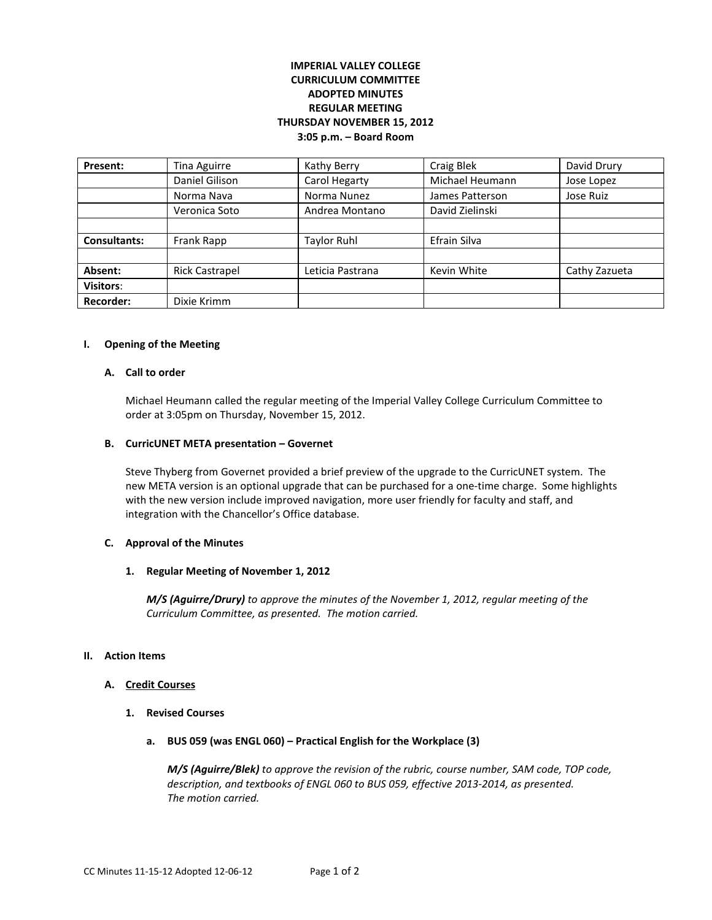**IMPERIAL VALLEY COLLEGE**
**CURRICULUM COMMITTEE**
**ADOPTED MINUTES**
**REGULAR MEETING**
**THURSDAY NOVEMBER 15, 2012**
**3:05 p.m. – Board Room**

| **Present:** | Tina Aguirre | Kathy Berry | Craig Blek | David Drury |
|---|---|---|---|---|
| | Daniel Gilison | Carol Hegarty | Michael Heumann | Jose Lopez |
| | Norma Nava | Norma Nunez | James Patterson | Jose Ruiz |
| | Veronica Soto | Andrea Montano | David Zielinski | |
| | | | | |
| **Consultants:** | Frank Rapp | Taylor Ruhl | Efrain Silva | |
| | | | | |
| **Absent:** | Rick Castrapel | Leticia Pastrana | Kevin White | Cathy Zazueta |
| **Visitors**: | | | | |
| **Recorder:** | Dixie Krimm | | | |

## I. Opening of the Meeting

### A. Call to order

Michael Heumann called the regular meeting of the Imperial Valley College Curriculum Committee to order at 3:05pm on Thursday, November 15, 2012.

### B. CurricUNET META presentation – Governet

Steve Thyberg from Governet provided a brief preview of the upgrade to the CurricUNET system. The new META version is an optional upgrade that can be purchased for a one-time charge. Some highlights with the new version include improved navigation, more user friendly for faculty and staff, and integration with the Chancellor's Office database.

### C. Approval of the Minutes

#### 1. Regular Meeting of November 1, 2012

***M/S (Aguirre/Drury)*** *to approve the minutes of the November 1, 2012, regular meeting of the Curriculum Committee, as presented. The motion carried.*

## II. Action Items

### A. Credit Courses

#### 1. Revised Courses

**a. BUS 059 (was ENGL 060) – Practical English for the Workplace (3)**

***M/S (Aguirre/Blek)*** *to approve the revision of the rubric, course number, SAM code, TOP code, description, and textbooks of ENGL 060 to BUS 059, effective 2013-2014, as presented. The motion carried.*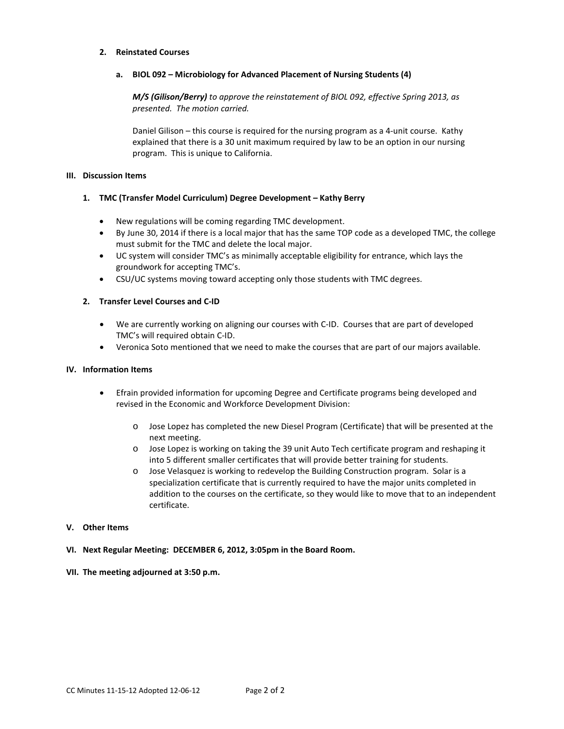2. **Reinstated Courses**

   a. **BIOL 092 – Microbiology for Advanced Placement of Nursing Students (4)**

      ***M/S (Gilison/Berry)*** *to approve the reinstatement of BIOL 092, effective Spring 2013, as presented. The motion carried.*

      Daniel Gilison – this course is required for the nursing program as a 4-unit course. Kathy explained that there is a 30 unit maximum required by law to be an option in our nursing program. This is unique to California.

## III. Discussion Items

1. **TMC (Transfer Model Curriculum) Degree Development – Kathy Berry**

   - New regulations will be coming regarding TMC development.
   - By June 30, 2014 if there is a local major that has the same TOP code as a developed TMC, the college must submit for the TMC and delete the local major.
   - UC system will consider TMC's as minimally acceptable eligibility for entrance, which lays the groundwork for accepting TMC's.
   - CSU/UC systems moving toward accepting only those students with TMC degrees.

2. **Transfer Level Courses and C-ID**

   - We are currently working on aligning our courses with C-ID. Courses that are part of developed TMC's will required obtain C-ID.
   - Veronica Soto mentioned that we need to make the courses that are part of our majors available.

## IV. Information Items

- Efrain provided information for upcoming Degree and Certificate programs being developed and revised in the Economic and Workforce Development Division:
  - Jose Lopez has completed the new Diesel Program (Certificate) that will be presented at the next meeting.
  - Jose Lopez is working on taking the 39 unit Auto Tech certificate program and reshaping it into 5 different smaller certificates that will provide better training for students.
  - Jose Velasquez is working to redevelop the Building Construction program. Solar is a specialization certificate that is currently required to have the major units completed in addition to the courses on the certificate, so they would like to move that to an independent certificate.

## V. Other Items

## VI. Next Regular Meeting: DECEMBER 6, 2012, 3:05pm in the Board Room.

## VII. The meeting adjourned at 3:50 p.m.